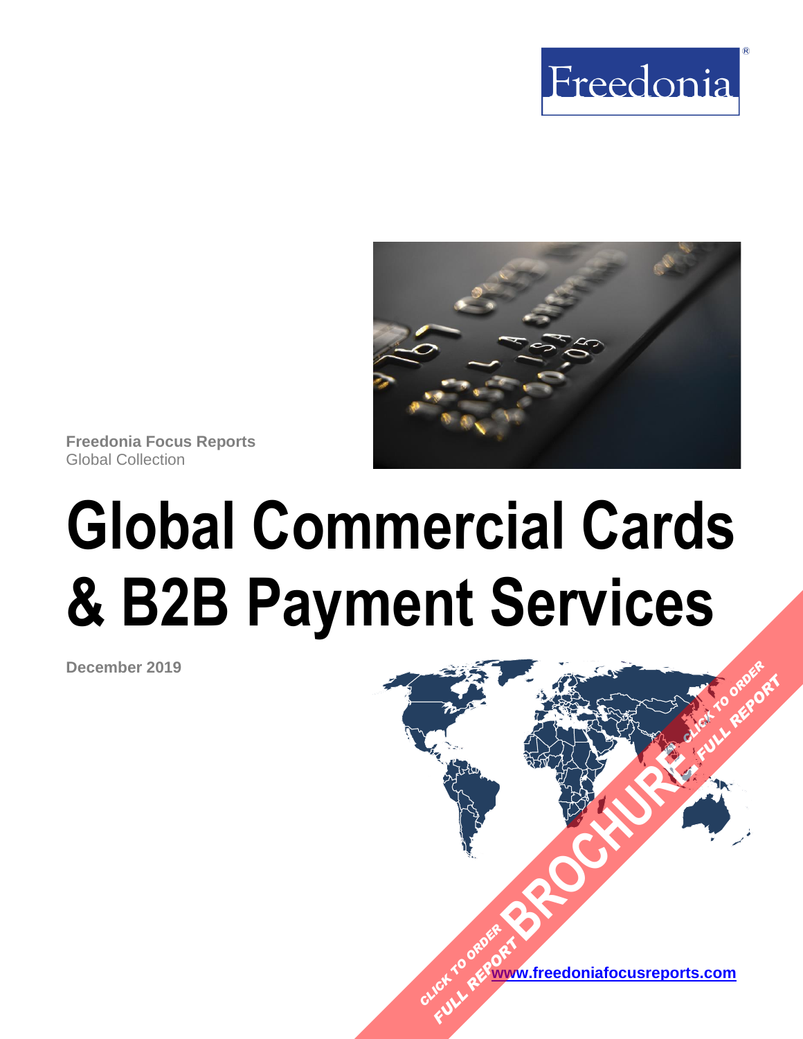Freedonia

Freedonia Focus Reports
Global Collection

# Global Commercial Cards & B2B Payment Services

December 2019

CLICK TO ORDER FULL REPORT BROCHURE CLICK TO ORDER FULL REPORT

www.freedoniafocusreports.com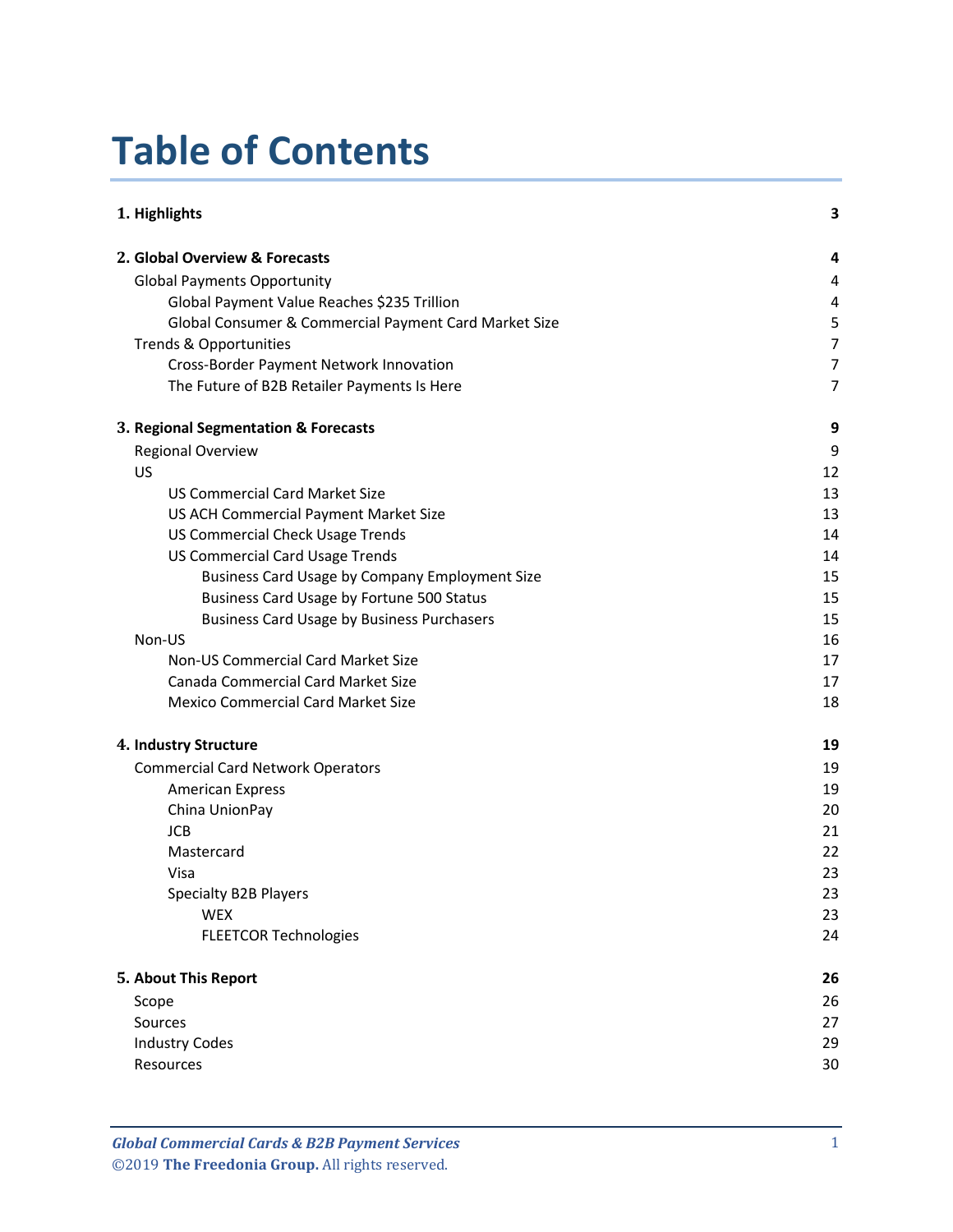# Table of Contents

| | |
|---|---|
| **1. Highlights** | **3** |
| **2. Global Overview & Forecasts** | **4** |
| Global Payments Opportunity | 4 |
| Global Payment Value Reaches $235 Trillion | 4 |
| Global Consumer & Commercial Payment Card Market Size | 5 |
| Trends & Opportunities | 7 |
| Cross-Border Payment Network Innovation | 7 |
| The Future of B2B Retailer Payments Is Here | 7 |
| **3. Regional Segmentation & Forecasts** | **9** |
| Regional Overview | 9 |
| US | 12 |
| US Commercial Card Market Size | 13 |
| US ACH Commercial Payment Market Size | 13 |
| US Commercial Check Usage Trends | 14 |
| US Commercial Card Usage Trends | 14 |
| Business Card Usage by Company Employment Size | 15 |
| Business Card Usage by Fortune 500 Status | 15 |
| Business Card Usage by Business Purchasers | 15 |
| Non-US | 16 |
| Non-US Commercial Card Market Size | 17 |
| Canada Commercial Card Market Size | 17 |
| Mexico Commercial Card Market Size | 18 |
| **4. Industry Structure** | **19** |
| Commercial Card Network Operators | 19 |
| American Express | 19 |
| China UnionPay | 20 |
| JCB | 21 |
| Mastercard | 22 |
| Visa | 23 |
| Specialty B2B Players | 23 |
| WEX | 23 |
| FLEETCOR Technologies | 24 |
| **5. About This Report** | **26** |
| Scope | 26 |
| Sources | 27 |
| Industry Codes | 29 |
| Resources | 30 |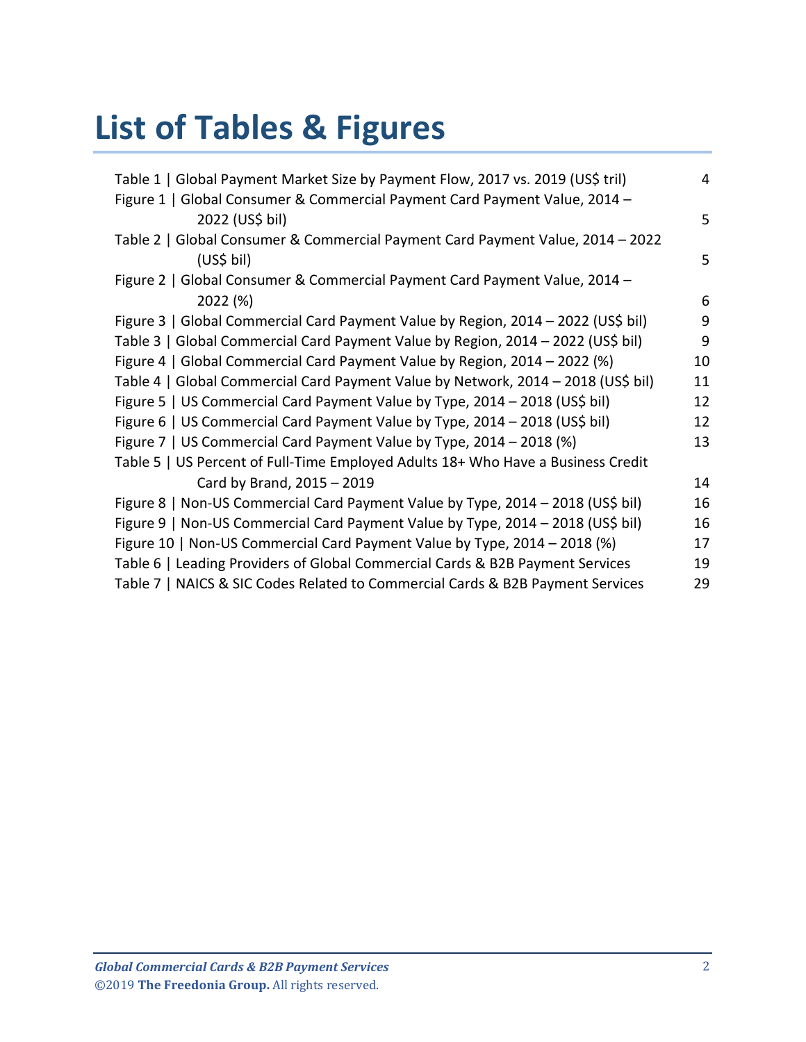# List of Tables & Figures

| | |
|---|---|
| Table 1 \| Global Payment Market Size by Payment Flow, 2017 vs. 2019 (US$ tril) | 4 |
| Figure 1 \| Global Consumer & Commercial Payment Card Payment Value, 2014 – 2022 (US$ bil) | 5 |
| Table 2 \| Global Consumer & Commercial Payment Card Payment Value, 2014 – 2022 (US$ bil) | 5 |
| Figure 2 \| Global Consumer & Commercial Payment Card Payment Value, 2014 – 2022 (%) | 6 |
| Figure 3 \| Global Commercial Card Payment Value by Region, 2014 – 2022 (US$ bil) | 9 |
| Table 3 \| Global Commercial Card Payment Value by Region, 2014 – 2022 (US$ bil) | 9 |
| Figure 4 \| Global Commercial Card Payment Value by Region, 2014 – 2022 (%) | 10 |
| Table 4 \| Global Commercial Card Payment Value by Network, 2014 – 2018 (US$ bil) | 11 |
| Figure 5 \| US Commercial Card Payment Value by Type, 2014 – 2018 (US$ bil) | 12 |
| Figure 6 \| US Commercial Card Payment Value by Type, 2014 – 2018 (US$ bil) | 12 |
| Figure 7 \| US Commercial Card Payment Value by Type, 2014 – 2018 (%) | 13 |
| Table 5 \| US Percent of Full-Time Employed Adults 18+ Who Have a Business Credit Card by Brand, 2015 – 2019 | 14 |
| Figure 8 \| Non-US Commercial Card Payment Value by Type, 2014 – 2018 (US$ bil) | 16 |
| Figure 9 \| Non-US Commercial Card Payment Value by Type, 2014 – 2018 (US$ bil) | 16 |
| Figure 10 \| Non-US Commercial Card Payment Value by Type, 2014 – 2018 (%) | 17 |
| Table 6 \| Leading Providers of Global Commercial Cards & B2B Payment Services | 19 |
| Table 7 \| NAICS & SIC Codes Related to Commercial Cards & B2B Payment Services | 29 |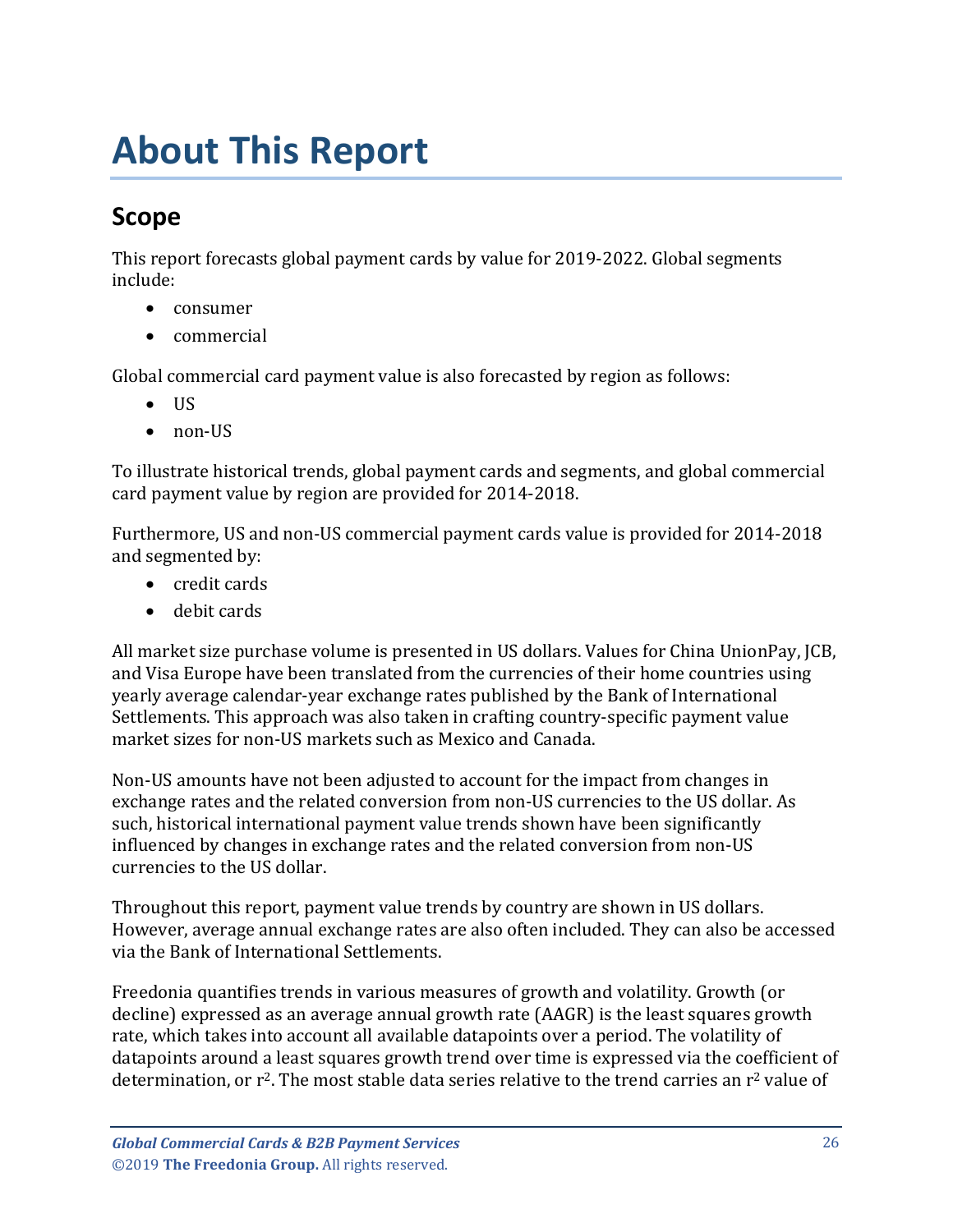# About This Report

## Scope

This report forecasts global payment cards by value for 2019-2022. Global segments include:

- consumer
- commercial

Global commercial card payment value is also forecasted by region as follows:

- US
- non-US

To illustrate historical trends, global payment cards and segments, and global commercial card payment value by region are provided for 2014-2018.

Furthermore, US and non-US commercial payment cards value is provided for 2014-2018 and segmented by:

- credit cards
- debit cards

All market size purchase volume is presented in US dollars. Values for China UnionPay, JCB, and Visa Europe have been translated from the currencies of their home countries using yearly average calendar-year exchange rates published by the Bank of International Settlements. This approach was also taken in crafting country-specific payment value market sizes for non-US markets such as Mexico and Canada.

Non-US amounts have not been adjusted to account for the impact from changes in exchange rates and the related conversion from non-US currencies to the US dollar. As such, historical international payment value trends shown have been significantly influenced by changes in exchange rates and the related conversion from non-US currencies to the US dollar.

Throughout this report, payment value trends by country are shown in US dollars. However, average annual exchange rates are also often included. They can also be accessed via the Bank of International Settlements.

Freedonia quantifies trends in various measures of growth and volatility. Growth (or decline) expressed as an average annual growth rate (AAGR) is the least squares growth rate, which takes into account all available datapoints over a period. The volatility of datapoints around a least squares growth trend over time is expressed via the coefficient of determination, or $r^2$. The most stable data series relative to the trend carries an $r^2$ value of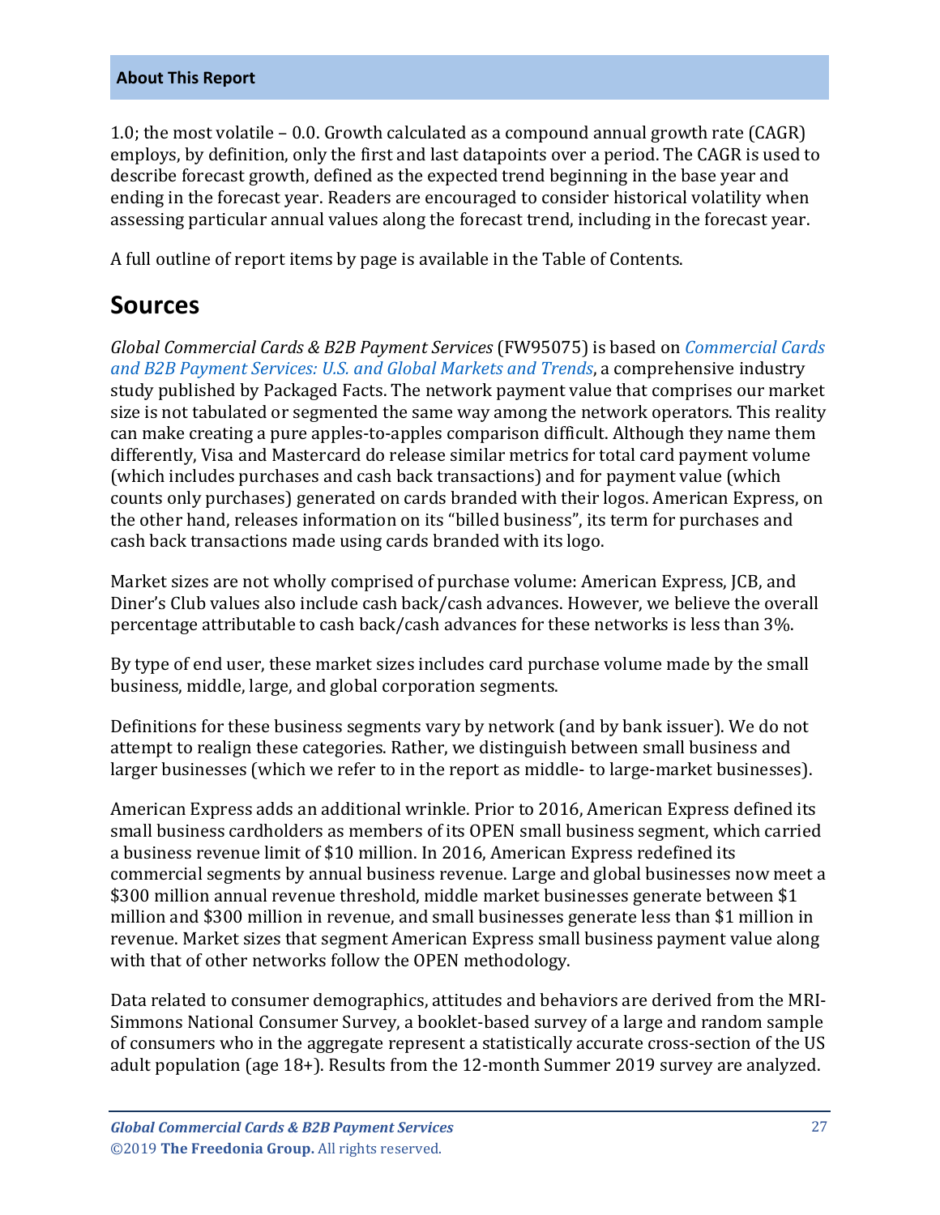1.0; the most volatile – 0.0. Growth calculated as a compound annual growth rate (CAGR) employs, by definition, only the first and last datapoints over a period. The CAGR is used to describe forecast growth, defined as the expected trend beginning in the base year and ending in the forecast year. Readers are encouraged to consider historical volatility when assessing particular annual values along the forecast trend, including in the forecast year.

A full outline of report items by page is available in the Table of Contents.

## Sources

*Global Commercial Cards & B2B Payment Services* (FW95075) is based on *Commercial Cards and B2B Payment Services: U.S. and Global Markets and Trends*, a comprehensive industry study published by Packaged Facts. The network payment value that comprises our market size is not tabulated or segmented the same way among the network operators. This reality can make creating a pure apples-to-apples comparison difficult. Although they name them differently, Visa and Mastercard do release similar metrics for total card payment volume (which includes purchases and cash back transactions) and for payment value (which counts only purchases) generated on cards branded with their logos. American Express, on the other hand, releases information on its "billed business", its term for purchases and cash back transactions made using cards branded with its logo.

Market sizes are not wholly comprised of purchase volume: American Express, JCB, and Diner's Club values also include cash back/cash advances. However, we believe the overall percentage attributable to cash back/cash advances for these networks is less than 3%.

By type of end user, these market sizes includes card purchase volume made by the small business, middle, large, and global corporation segments.

Definitions for these business segments vary by network (and by bank issuer). We do not attempt to realign these categories. Rather, we distinguish between small business and larger businesses (which we refer to in the report as middle- to large-market businesses).

American Express adds an additional wrinkle. Prior to 2016, American Express defined its small business cardholders as members of its OPEN small business segment, which carried a business revenue limit of $10 million. In 2016, American Express redefined its commercial segments by annual business revenue. Large and global businesses now meet a $300 million annual revenue threshold, middle market businesses generate between $1 million and $300 million in revenue, and small businesses generate less than $1 million in revenue. Market sizes that segment American Express small business payment value along with that of other networks follow the OPEN methodology.

Data related to consumer demographics, attitudes and behaviors are derived from the MRI-Simmons National Consumer Survey, a booklet-based survey of a large and random sample of consumers who in the aggregate represent a statistically accurate cross-section of the US adult population (age 18+). Results from the 12-month Summer 2019 survey are analyzed.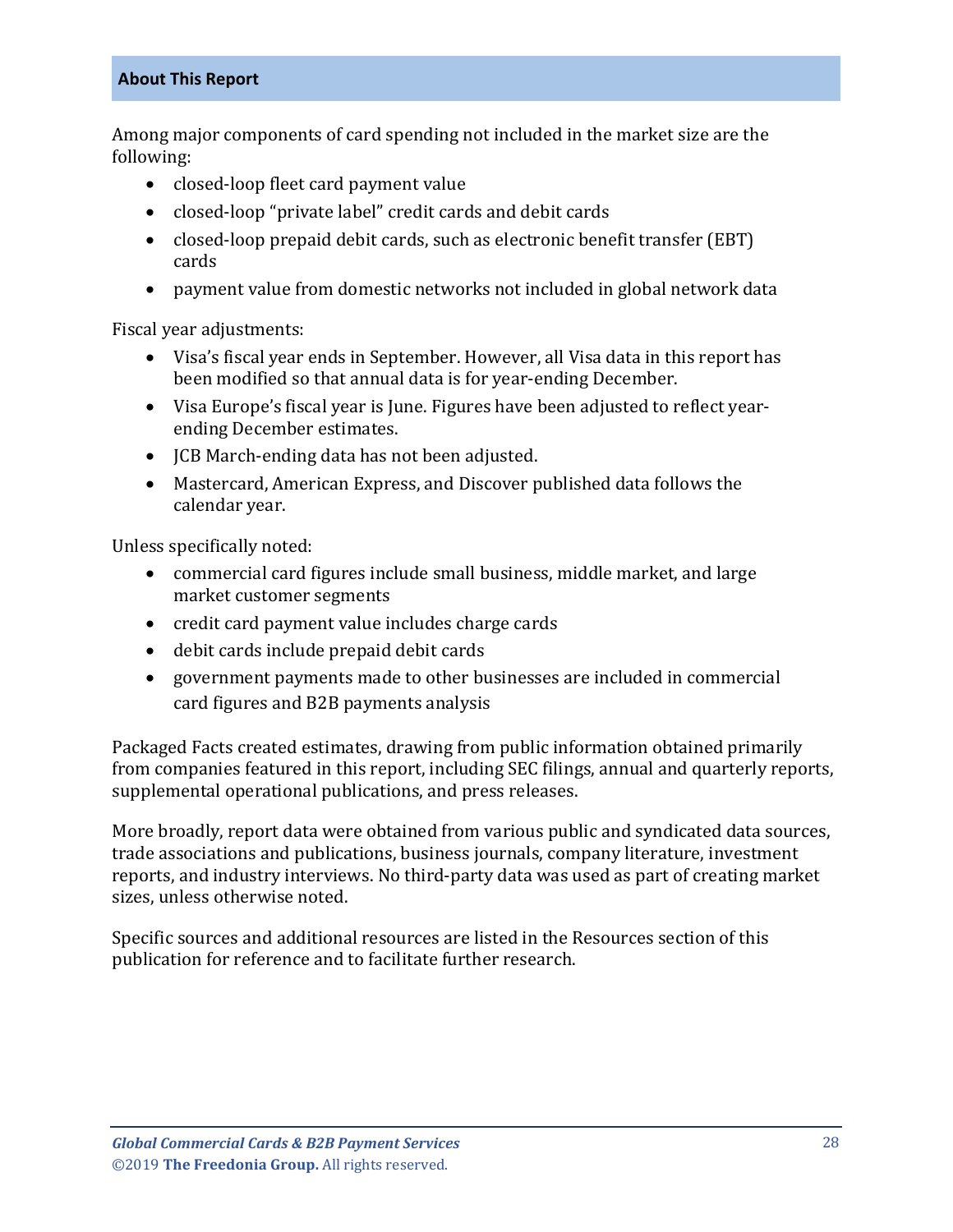## About This Report

Among major components of card spending not included in the market size are the following:

- closed-loop fleet card payment value
- closed-loop "private label" credit cards and debit cards
- closed-loop prepaid debit cards, such as electronic benefit transfer (EBT) cards
- payment value from domestic networks not included in global network data

Fiscal year adjustments:

- Visa's fiscal year ends in September. However, all Visa data in this report has been modified so that annual data is for year-ending December.
- Visa Europe's fiscal year is June. Figures have been adjusted to reflect year-ending December estimates.
- JCB March-ending data has not been adjusted.
- Mastercard, American Express, and Discover published data follows the calendar year.

Unless specifically noted:

- commercial card figures include small business, middle market, and large market customer segments
- credit card payment value includes charge cards
- debit cards include prepaid debit cards
- government payments made to other businesses are included in commercial card figures and B2B payments analysis

Packaged Facts created estimates, drawing from public information obtained primarily from companies featured in this report, including SEC filings, annual and quarterly reports, supplemental operational publications, and press releases.

More broadly, report data were obtained from various public and syndicated data sources, trade associations and publications, business journals, company literature, investment reports, and industry interviews. No third-party data was used as part of creating market sizes, unless otherwise noted.

Specific sources and additional resources are listed in the Resources section of this publication for reference and to facilitate further research.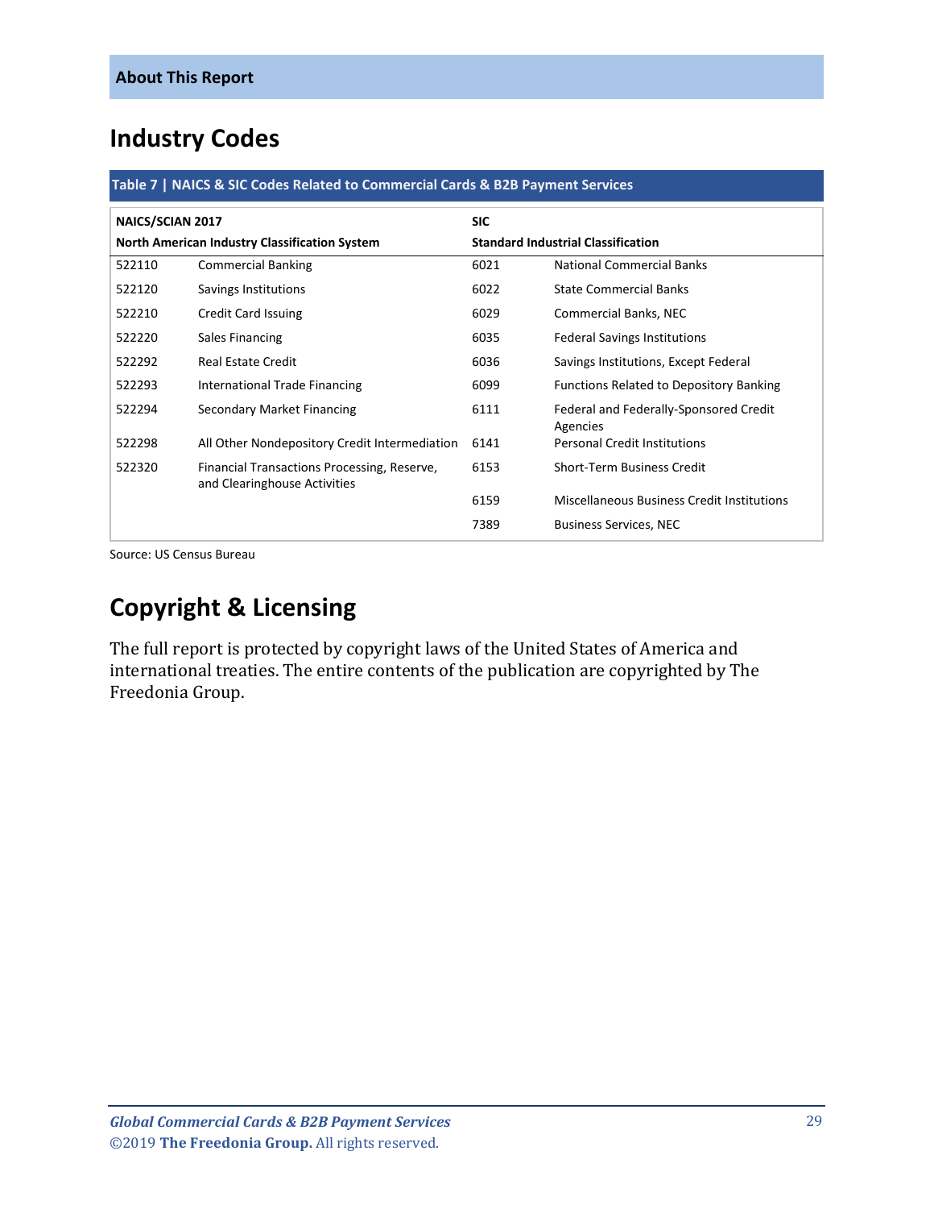## Industry Codes

**Table 7 | NAICS & SIC Codes Related to Commercial Cards & B2B Payment Services**

| NAICS/SCIAN 2017 North American Industry Classification System | | SIC Standard Industrial Classification | |
|---|---|---|---|
| 522110 | Commercial Banking | 6021 | National Commercial Banks |
| 522120 | Savings Institutions | 6022 | State Commercial Banks |
| 522210 | Credit Card Issuing | 6029 | Commercial Banks, NEC |
| 522220 | Sales Financing | 6035 | Federal Savings Institutions |
| 522292 | Real Estate Credit | 6036 | Savings Institutions, Except Federal |
| 522293 | International Trade Financing | 6099 | Functions Related to Depository Banking |
| 522294 | Secondary Market Financing | 6111 | Federal and Federally-Sponsored Credit Agencies |
| 522298 | All Other Nondepository Credit Intermediation | 6141 | Personal Credit Institutions |
| 522320 | Financial Transactions Processing, Reserve, and Clearinghouse Activities | 6153 | Short-Term Business Credit |
| | | 6159 | Miscellaneous Business Credit Institutions |
| | | 7389 | Business Services, NEC |

Source: US Census Bureau

## Copyright & Licensing

The full report is protected by copyright laws of the United States of America and international treaties. The entire contents of the publication are copyrighted by The Freedonia Group.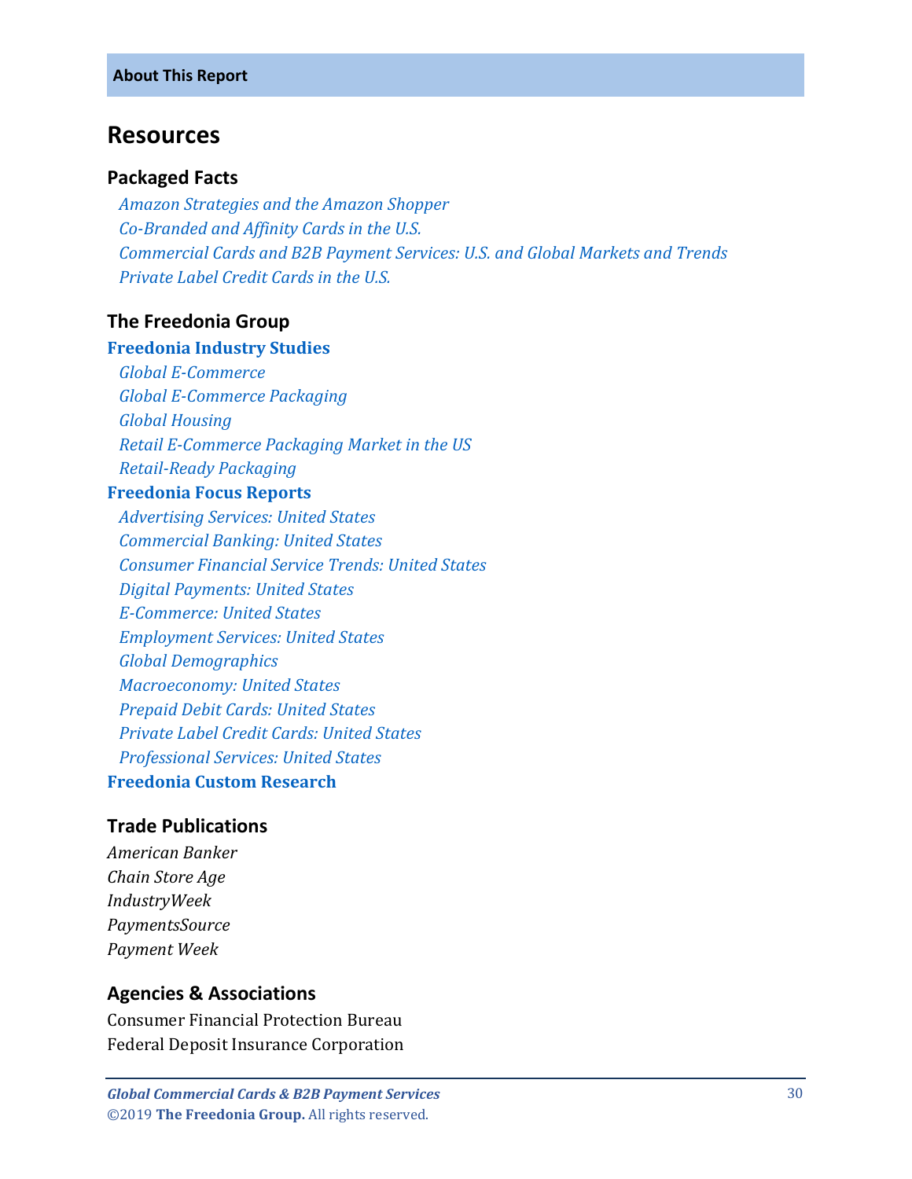## About This Report

# Resources

### Packaged Facts

*Amazon Strategies and the Amazon Shopper*
*Co-Branded and Affinity Cards in the U.S.*
*Commercial Cards and B2B Payment Services: U.S. and Global Markets and Trends*
*Private Label Credit Cards in the U.S.*

### The Freedonia Group

**Freedonia Industry Studies**

*Global E-Commerce*
*Global E-Commerce Packaging*
*Global Housing*
*Retail E-Commerce Packaging Market in the US*
*Retail-Ready Packaging*

**Freedonia Focus Reports**

*Advertising Services: United States*
*Commercial Banking: United States*
*Consumer Financial Service Trends: United States*
*Digital Payments: United States*
*E-Commerce: United States*
*Employment Services: United States*
*Global Demographics*
*Macroeconomy: United States*
*Prepaid Debit Cards: United States*
*Private Label Credit Cards: United States*
*Professional Services: United States*

**Freedonia Custom Research**

### Trade Publications

*American Banker*
*Chain Store Age*
*IndustryWeek*
*PaymentsSource*
*Payment Week*

### Agencies & Associations

Consumer Financial Protection Bureau
Federal Deposit Insurance Corporation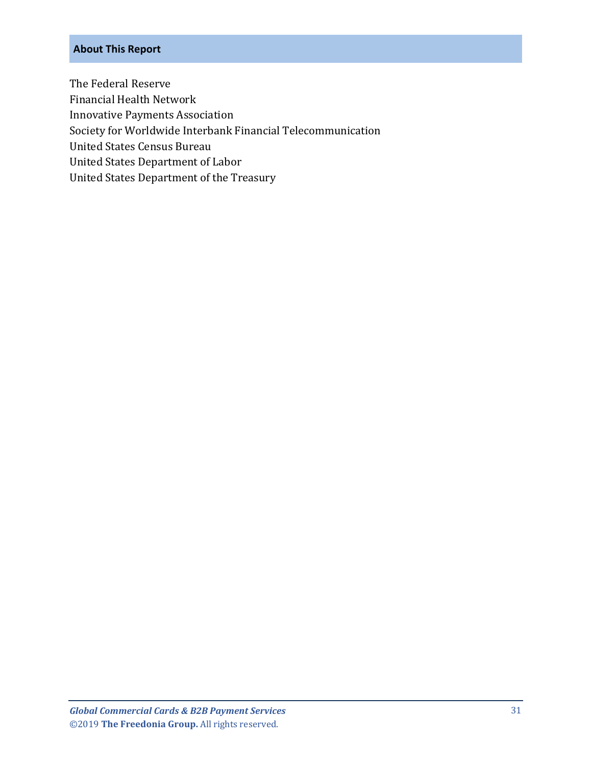## About This Report

The Federal Reserve
Financial Health Network
Innovative Payments Association
Society for Worldwide Interbank Financial Telecommunication
United States Census Bureau
United States Department of Labor
United States Department of the Treasury